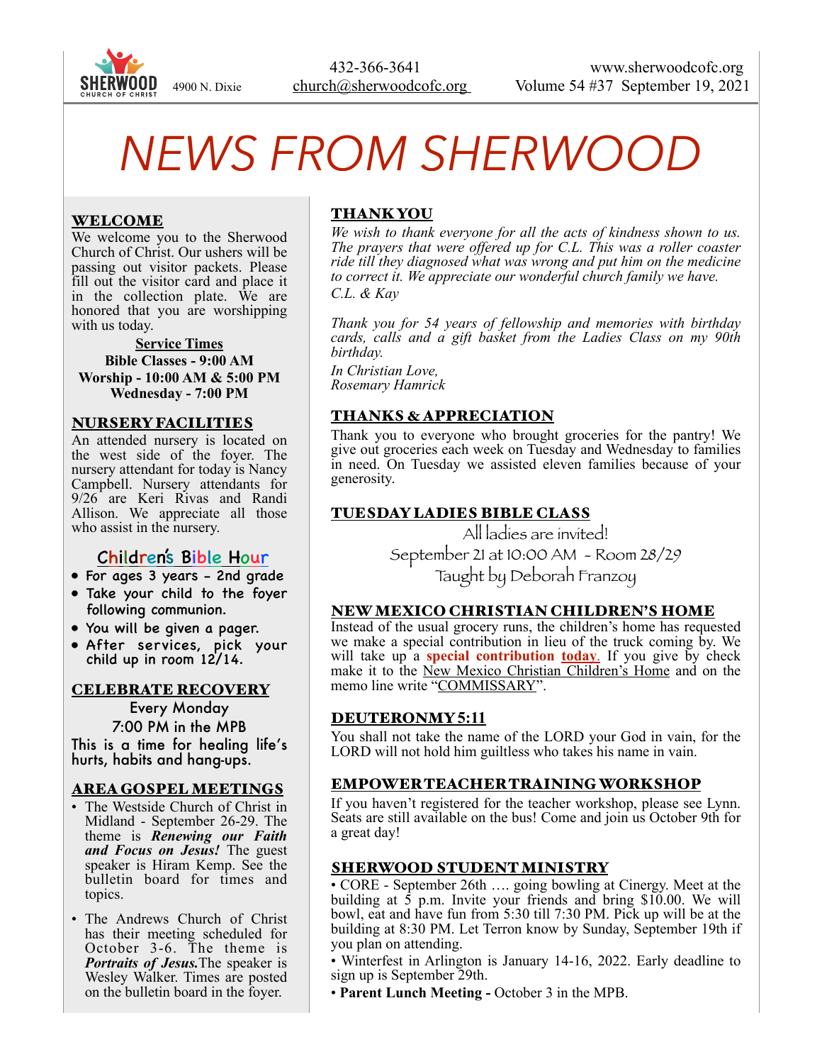SHERWOOD CHURCH OF CHRIST 4900 N. Dixie

432-366-3641 church@sherwoodcofc.org

www.sherwoodcofc.org Volume 54 #37 September 19, 2021

# *NEWS FROM SHERWOOD*

## WELCOME

We welcome you to the Sherwood Church of Christ. Our ushers will be passing out visitor packets. Please fill out the visitor card and place it in the collection plate. We are honored that you are worshipping with us today.

**Service Times**
**Bible Classes - 9:00 AM**
**Worship - 10:00 AM & 5:00 PM**
**Wednesday - 7:00 PM**

## NURSERY FACILITIES

An attended nursery is located on the west side of the foyer. The nursery attendant for today is Nancy Campbell. Nursery attendants for 9/26 are Keri Rivas and Randi Allison. We appreciate all those who assist in the nursery.

## Children's Bible Hour

- For ages 3 years - 2nd grade
- Take your child to the foyer following communion.
- You will be given a pager.
- After services, pick your child up in room 12/14.

## CELEBRATE RECOVERY

Every Monday
7:00 PM in the MPB
This is a time for healing life's hurts, habits and hang-ups.

## AREA GOSPEL MEETINGS

- The Westside Church of Christ in Midland - September 26-29. The theme is ***Renewing our Faith and Focus on Jesus!*** The guest speaker is Hiram Kemp. See the bulletin board for times and topics.
- The Andrews Church of Christ has their meeting scheduled for October 3-6. The theme is ***Portraits of Jesus.*** The speaker is Wesley Walker. Times are posted on the bulletin board in the foyer.

## THANK YOU

*We wish to thank everyone for all the acts of kindness shown to us. The prayers that were offered up for C.L. This was a roller coaster ride till they diagnosed what was wrong and put him on the medicine to correct it. We appreciate our wonderful church family we have.*
*C.L. & Kay*

*Thank you for 54 years of fellowship and memories with birthday cards, calls and a gift basket from the Ladies Class on my 90th birthday.*
*In Christian Love,*
*Rosemary Hamrick*

## THANKS & APPRECIATION

Thank you to everyone who brought groceries for the pantry! We give out groceries each week on Tuesday and Wednesday to families in need. On Tuesday we assisted eleven families because of your generosity.

## TUESDAY LADIES BIBLE CLASS

All ladies are invited!
September 21 at 10:00 AM - Room 28/29
Taught by Deborah Franzoy

## NEW MEXICO CHRISTIAN CHILDREN'S HOME

Instead of the usual grocery runs, the children's home has requested we make a special contribution in lieu of the truck coming by. We will take up a **special contribution today**. If you give by check make it to the New Mexico Christian Children's Home and on the memo line write "COMMISSARY".

## DEUTERONMY 5:11

You shall not take the name of the LORD your God in vain, for the LORD will not hold him guiltless who takes his name in vain.

## EMPOWER TEACHER TRAINING WORKSHOP

If you haven't registered for the teacher workshop, please see Lynn. Seats are still available on the bus! Come and join us October 9th for a great day!

## SHERWOOD STUDENT MINISTRY

• CORE - September 26th …. going bowling at Cinergy. Meet at the building at 5 p.m. Invite your friends and bring $10.00. We will bowl, eat and have fun from 5:30 till 7:30 PM. Pick up will be at the building at 8:30 PM. Let Terron know by Sunday, September 19th if you plan on attending.

• Winterfest in Arlington is January 14-16, 2022. Early deadline to sign up is September 29th.

• **Parent Lunch Meeting -** October 3 in the MPB.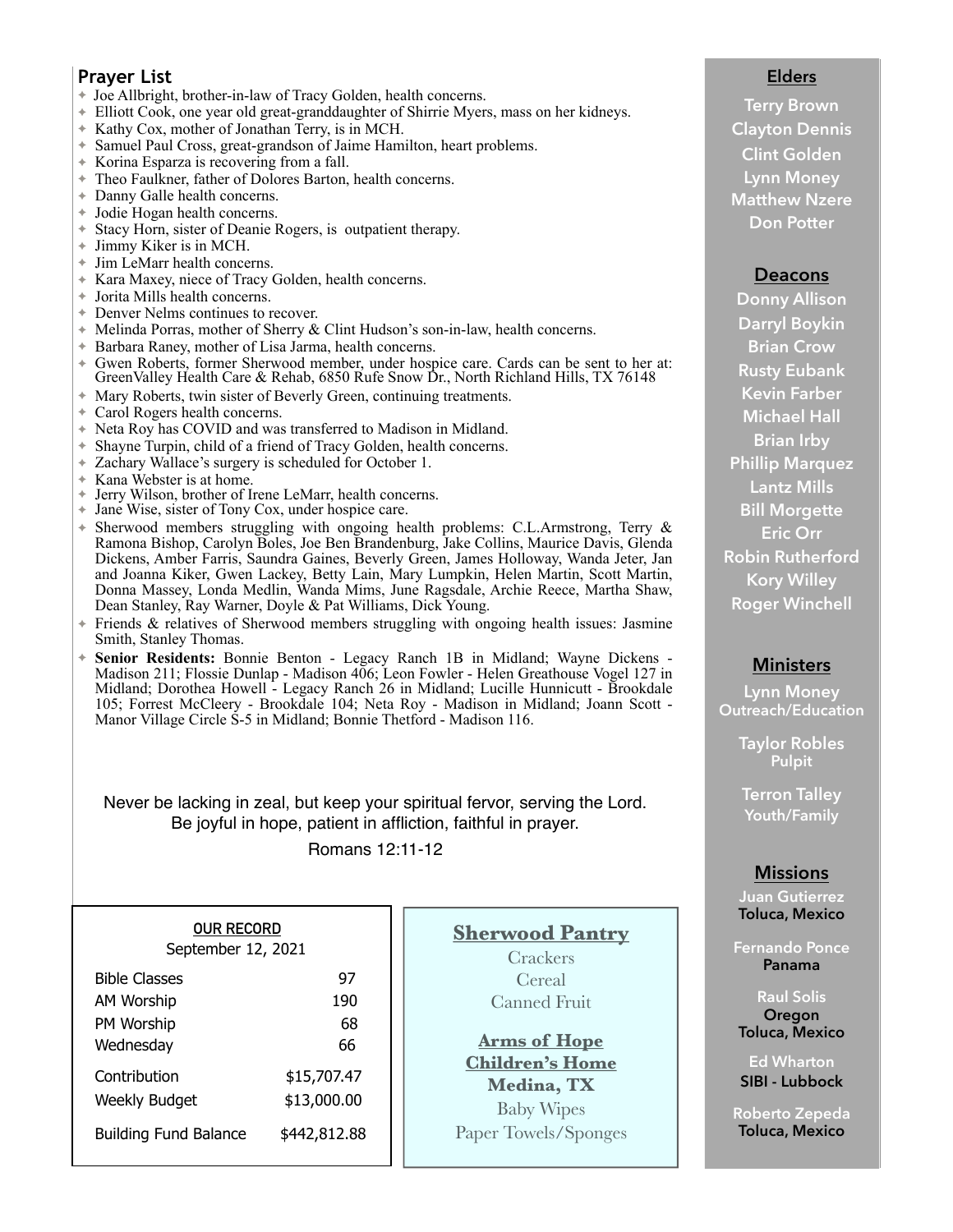## Prayer List

- Joe Allbright, brother-in-law of Tracy Golden, health concerns.
- Elliott Cook, one year old great-granddaughter of Shirrie Myers, mass on her kidneys.
- Kathy Cox, mother of Jonathan Terry, is in MCH.
- Samuel Paul Cross, great-grandson of Jaime Hamilton, heart problems.
- Korina Esparza is recovering from a fall.
- Theo Faulkner, father of Dolores Barton, health concerns.
- Danny Galle health concerns.
- Jodie Hogan health concerns.
- Stacy Horn, sister of Deanie Rogers, is outpatient therapy.
- Jimmy Kiker is in MCH.
- Jim LeMarr health concerns.
- Kara Maxey, niece of Tracy Golden, health concerns.
- Jorita Mills health concerns.
- Denver Nelms continues to recover.
- Melinda Porras, mother of Sherry & Clint Hudson's son-in-law, health concerns.
- Barbara Raney, mother of Lisa Jarma, health concerns.
- Gwen Roberts, former Sherwood member, under hospice care. Cards can be sent to her at: GreenValley Health Care & Rehab, 6850 Rufe Snow Dr., North Richland Hills, TX 76148
- Mary Roberts, twin sister of Beverly Green, continuing treatments.
- Carol Rogers health concerns.
- Neta Roy has COVID and was transferred to Madison in Midland.
- Shayne Turpin, child of a friend of Tracy Golden, health concerns.
- Zachary Wallace's surgery is scheduled for October 1.
- Kana Webster is at home.
- Jerry Wilson, brother of Irene LeMarr, health concerns.
- Jane Wise, sister of Tony Cox, under hospice care.
- Sherwood members struggling with ongoing health problems: C.L.Armstrong, Terry & Ramona Bishop, Carolyn Boles, Joe Ben Brandenburg, Jake Collins, Maurice Davis, Glenda Dickens, Amber Farris, Saundra Gaines, Beverly Green, James Holloway, Wanda Jeter, Jan and Joanna Kiker, Gwen Lackey, Betty Lain, Mary Lumpkin, Helen Martin, Scott Martin, Donna Massey, Londa Medlin, Wanda Mims, June Ragsdale, Archie Reece, Martha Shaw, Dean Stanley, Ray Warner, Doyle & Pat Williams, Dick Young.
- Friends & relatives of Sherwood members struggling with ongoing health issues: Jasmine Smith, Stanley Thomas.
- **Senior Residents:** Bonnie Benton - Legacy Ranch 1B in Midland; Wayne Dickens - Madison 211; Flossie Dunlap - Madison 406; Leon Fowler - Helen Greathouse Vogel 127 in Midland; Dorothea Howell - Legacy Ranch 26 in Midland; Lucille Hunnicutt - Brookdale 105; Forrest McCleery - Brookdale 104; Neta Roy - Madison in Midland; Joann Scott - Manor Village Circle S-5 in Midland; Bonnie Thetford - Madison 116.

Never be lacking in zeal, but keep your spiritual fervor, serving the Lord.
Be joyful in hope, patient in affliction, faithful in prayer.

Romans 12:11-12

### OUR RECORD

September 12, 2021

| | |
|---|---|
| Bible Classes | 97 |
| AM Worship | 190 |
| PM Worship | 68 |
| Wednesday | 66 |
| Contribution | $15,707.47 |
| Weekly Budget | $13,000.00 |
| Building Fund Balance | $442,812.88 |

### Sherwood Pantry

Crackers
Cereal
Canned Fruit

### Arms of Hope Children's Home Medina, TX

Baby Wipes
Paper Towels/Sponges

### Elders

Terry Brown
Clayton Dennis
Clint Golden
Lynn Money
Matthew Nzere
Don Potter

### Deacons

Donny Allison
Darryl Boykin
Brian Crow
Rusty Eubank
Kevin Farber
Michael Hall
Brian Irby
Phillip Marquez
Lantz Mills
Bill Morgette
Eric Orr
Robin Rutherford
Kory Willey
Roger Winchell

### Ministers

Lynn Money
Outreach/Education

Taylor Robles
Pulpit

Terron Talley
Youth/Family

### Missions

Juan Gutierrez
Toluca, Mexico

Fernando Ponce
Panama

Raul Solis
Oregon
Toluca, Mexico

Ed Wharton
SIBI - Lubbock

Roberto Zepeda
Toluca, Mexico